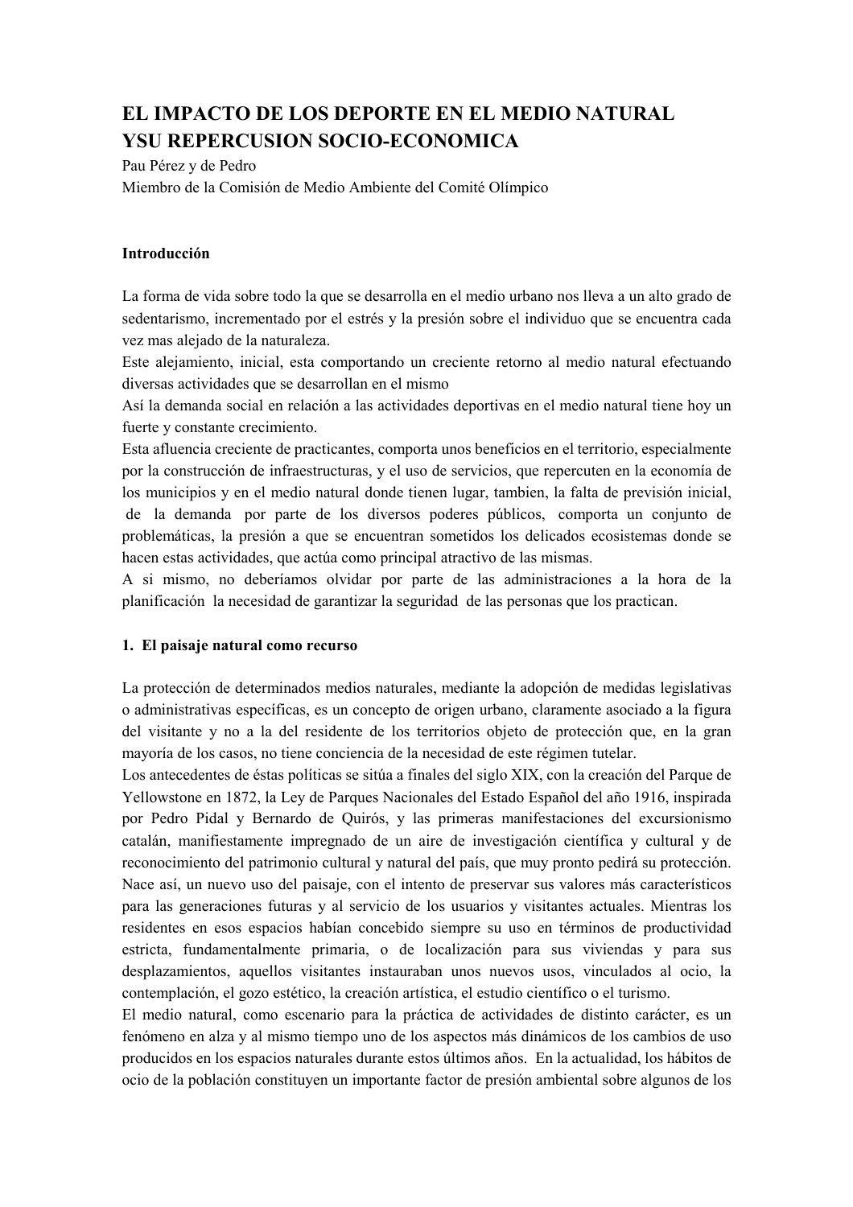# EL IMPACTO DE LOS DEPORTE EN EL MEDIO NATURAL YSU REPERCUSION SOCIO-ECONOMICA

Pau Pérez y de Pedro
Miembro de la Comisión de Medio Ambiente del Comité Olímpico

## Introducción

La forma de vida sobre todo la que se desarrolla en el medio urbano nos lleva a un alto grado de sedentarismo, incrementado por el estrés y la presión sobre el individuo que se encuentra cada vez mas alejado de la naturaleza.
Este alejamiento, inicial, esta comportando un creciente retorno al medio natural efectuando diversas actividades que se desarrollan en el mismo
Así la demanda social en relación a las actividades deportivas en el medio natural tiene hoy un fuerte y constante crecimiento.
Esta afluencia creciente de practicantes, comporta unos beneficios en el territorio, especialmente por la construcción de infraestructuras, y el uso de servicios, que repercuten en la economía de los municipios y en el medio natural donde tienen lugar, tambien, la falta de previsión inicial, de la demanda por parte de los diversos poderes públicos, comporta un conjunto de problemáticas, la presión a que se encuentran sometidos los delicados ecosistemas donde se hacen estas actividades, que actúa como principal atractivo de las mismas.
A si mismo, no deberíamos olvidar por parte de las administraciones a la hora de la planificación la necesidad de garantizar la seguridad de las personas que los practican.

## 1. El paisaje natural como recurso

La protección de determinados medios naturales, mediante la adopción de medidas legislativas o administrativas específicas, es un concepto de origen urbano, claramente asociado a la figura del visitante y no a la del residente de los territorios objeto de protección que, en la gran mayoría de los casos, no tiene conciencia de la necesidad de este régimen tutelar.
Los antecedentes de éstas políticas se sitúa a finales del siglo XIX, con la creación del Parque de Yellowstone en 1872, la Ley de Parques Nacionales del Estado Español del año 1916, inspirada por Pedro Pidal y Bernardo de Quirós, y las primeras manifestaciones del excursionismo catalán, manifiestamente impregnado de un aire de investigación científica y cultural y de reconocimiento del patrimonio cultural y natural del país, que muy pronto pedirá su protección.
Nace así, un nuevo uso del paisaje, con el intento de preservar sus valores más característicos para las generaciones futuras y al servicio de los usuarios y visitantes actuales. Mientras los residentes en esos espacios habían concebido siempre su uso en términos de productividad estricta, fundamentalmente primaria, o de localización para sus viviendas y para sus desplazamientos, aquellos visitantes instauraban unos nuevos usos, vinculados al ocio, la contemplación, el gozo estético, la creación artística, el estudio científico o el turismo.
El medio natural, como escenario para la práctica de actividades de distinto carácter, es un fenómeno en alza y al mismo tiempo uno de los aspectos más dinámicos de los cambios de uso producidos en los espacios naturales durante estos últimos años. En la actualidad, los hábitos de ocio de la población constituyen un importante factor de presión ambiental sobre algunos de los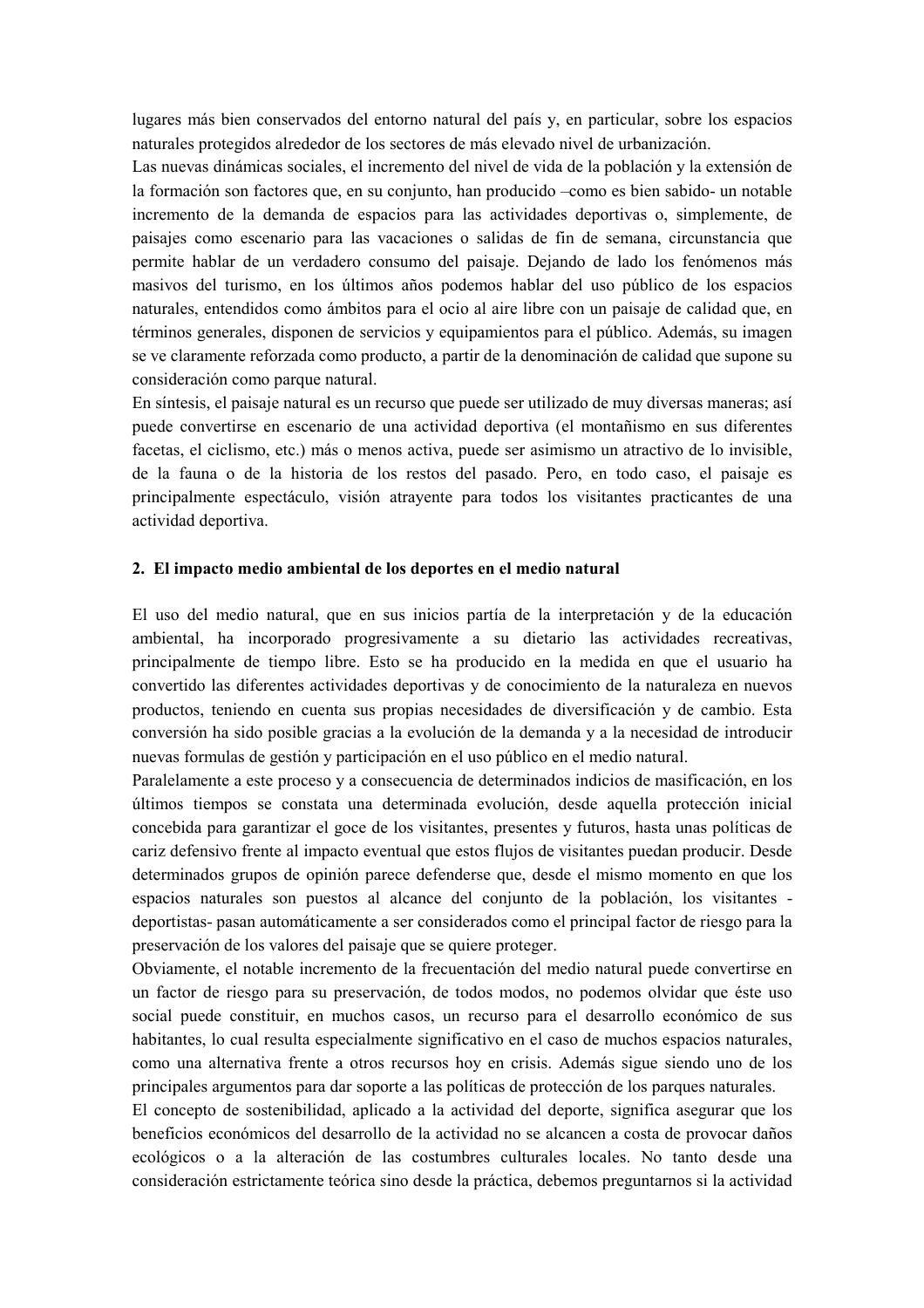lugares más bien conservados del entorno natural del país y, en particular, sobre los espacios naturales protegidos alrededor de los sectores de más elevado nivel de urbanización.

Las nuevas dinámicas sociales, el incremento del nivel de vida de la población y la extensión de la formación son factores que, en su conjunto, han producido –como es bien sabido- un notable incremento de la demanda de espacios para las actividades deportivas o, simplemente, de paisajes como escenario para las vacaciones o salidas de fin de semana, circunstancia que permite hablar de un verdadero consumo del paisaje. Dejando de lado los fenómenos más masivos del turismo, en los últimos años podemos hablar del uso público de los espacios naturales, entendidos como ámbitos para el ocio al aire libre con un paisaje de calidad que, en términos generales, disponen de servicios y equipamientos para el público. Además, su imagen se ve claramente reforzada como producto, a partir de la denominación de calidad que supone su consideración como parque natural.

En síntesis, el paisaje natural es un recurso que puede ser utilizado de muy diversas maneras; así puede convertirse en escenario de una actividad deportiva (el montañismo en sus diferentes facetas, el ciclismo, etc.) más o menos activa, puede ser asimismo un atractivo de lo invisible, de la fauna o de la historia de los restos del pasado. Pero, en todo caso, el paisaje es principalmente espectáculo, visión atrayente para todos los visitantes practicantes de una actividad deportiva.

## 2. El impacto medio ambiental de los deportes en el medio natural

El uso del medio natural, que en sus inicios partía de la interpretación y de la educación ambiental, ha incorporado progresivamente a su dietario las actividades recreativas, principalmente de tiempo libre. Esto se ha producido en la medida en que el usuario ha convertido las diferentes actividades deportivas y de conocimiento de la naturaleza en nuevos productos, teniendo en cuenta sus propias necesidades de diversificación y de cambio. Esta conversión ha sido posible gracias a la evolución de la demanda y a la necesidad de introducir nuevas formulas de gestión y participación en el uso público en el medio natural.

Paralelamente a este proceso y a consecuencia de determinados indicios de masificación, en los últimos tiempos se constata una determinada evolución, desde aquella protección inicial concebida para garantizar el goce de los visitantes, presentes y futuros, hasta unas políticas de cariz defensivo frente al impacto eventual que estos flujos de visitantes puedan producir. Desde determinados grupos de opinión parece defenderse que, desde el mismo momento en que los espacios naturales son puestos al alcance del conjunto de la población, los visitantes -deportistas- pasan automáticamente a ser considerados como el principal factor de riesgo para la preservación de los valores del paisaje que se quiere proteger.

Obviamente, el notable incremento de la frecuentación del medio natural puede convertirse en un factor de riesgo para su preservación, de todos modos, no podemos olvidar que éste uso social puede constituir, en muchos casos, un recurso para el desarrollo económico de sus habitantes, lo cual resulta especialmente significativo en el caso de muchos espacios naturales, como una alternativa frente a otros recursos hoy en crisis. Además sigue siendo uno de los principales argumentos para dar soporte a las políticas de protección de los parques naturales.

El concepto de sostenibilidad, aplicado a la actividad del deporte, significa asegurar que los beneficios económicos del desarrollo de la actividad no se alcancen a costa de provocar daños ecológicos o a la alteración de las costumbres culturales locales. No tanto desde una consideración estrictamente teórica sino desde la práctica, debemos preguntarnos si la actividad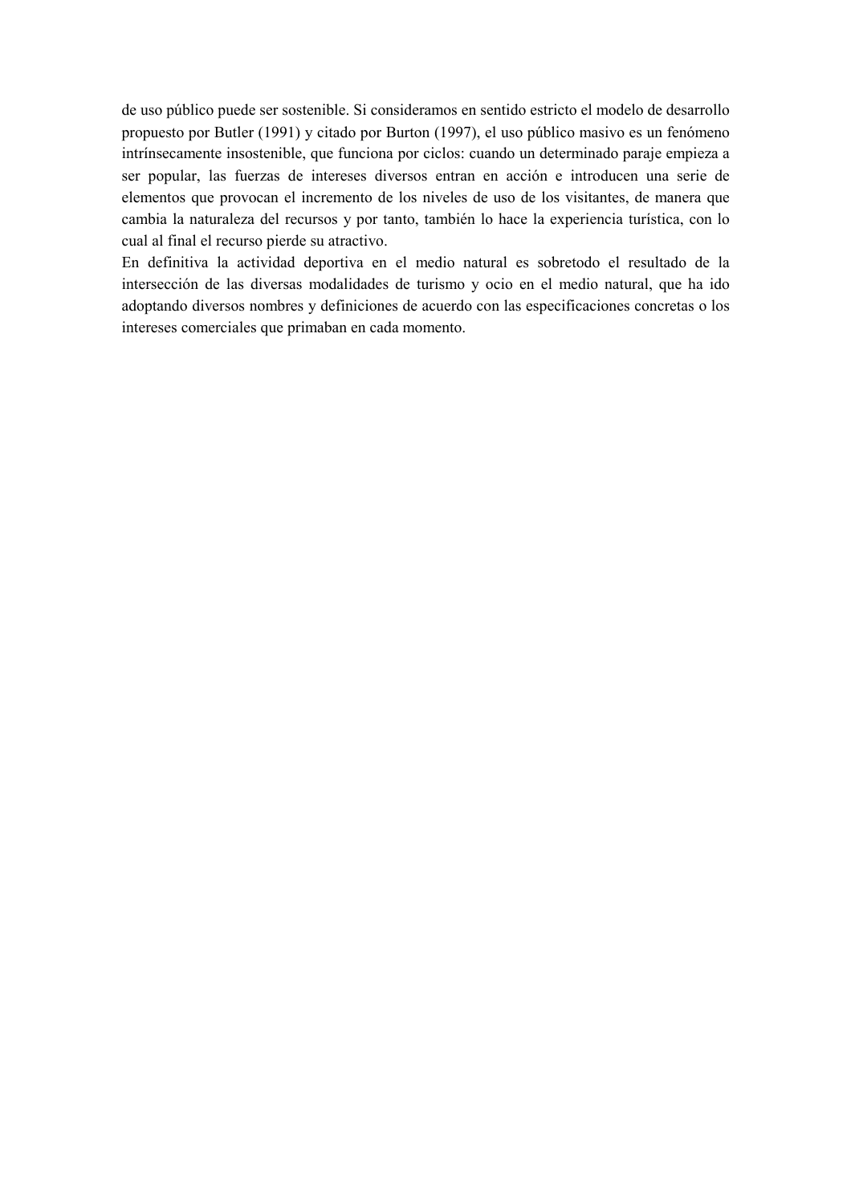de uso público puede ser sostenible. Si consideramos en sentido estricto el modelo de desarrollo propuesto por Butler (1991) y citado por Burton (1997), el uso público masivo es un fenómeno intrínsecamente insostenible, que funciona por ciclos: cuando un determinado paraje empieza a ser popular, las fuerzas de intereses diversos entran en acción e introducen una serie de elementos que provocan el incremento de los niveles de uso de los visitantes, de manera que cambia la naturaleza del recursos y por tanto, también lo hace la experiencia turística, con lo cual al final el recurso pierde su atractivo.

En definitiva la actividad deportiva en el medio natural es sobretodo el resultado de la intersección de las diversas modalidades de turismo y ocio en el medio natural, que ha ido adoptando diversos nombres y definiciones de acuerdo con las especificaciones concretas o los intereses comerciales que primaban en cada momento.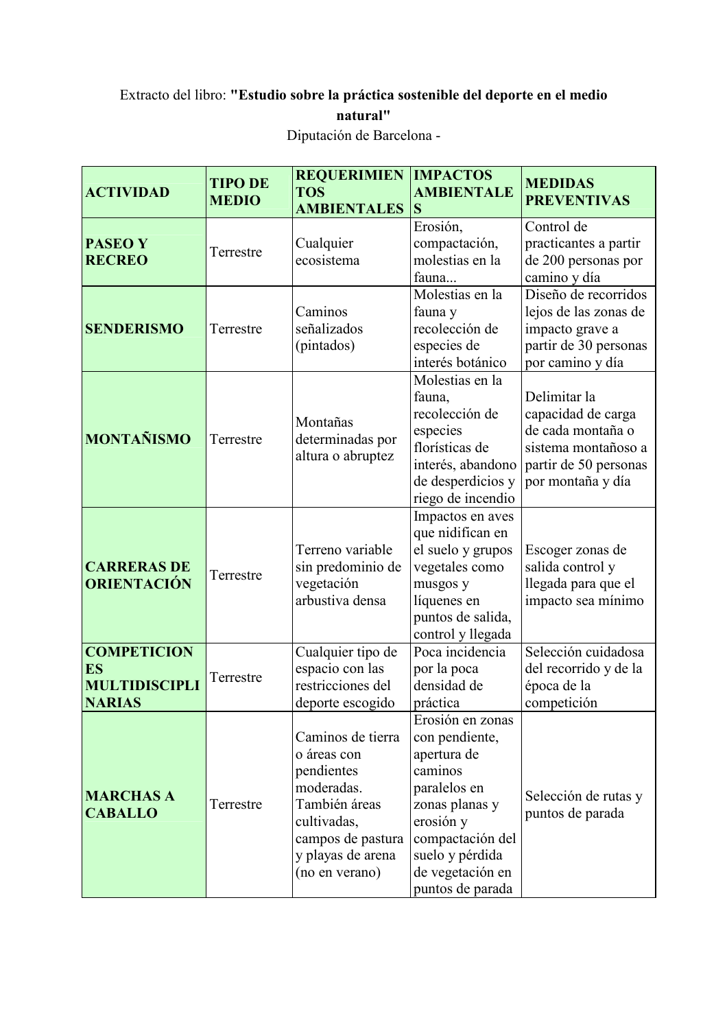Extracto del libro: **"Estudio sobre la práctica sostenible del deporte en el medio natural"**
Diputación de Barcelona -

| ACTIVIDAD | TIPO DE MEDIO | REQUERIMIENTOS AMBIENTALES | IMPACTOS AMBIENTALES | MEDIDAS PREVENTIVAS |
|---|---|---|---|---|
| **PASEO Y RECREO** | Terrestre | Cualquier ecosistema | Erosión, compactación, molestias en la fauna... | Control de practicantes a partir de 200 personas por camino y día |
| **SENDERISMO** | Terrestre | Caminos señalizados (pintados) | Molestias en la fauna y recolección de especies de interés botánico | Diseño de recorridos lejos de las zonas de impacto grave a partir de 30 personas por camino y día |
| **MONTAÑISMO** | Terrestre | Montañas determinadas por altura o abruptez | Molestias en la fauna, recolección de especies florísticas de interés, abandono de desperdicios y riego de incendio | Delimitar la capacidad de carga de cada montaña o sistema montañoso a partir de 50 personas por montaña y día |
| **CARRERAS DE ORIENTACIÓN** | Terrestre | Terreno variable sin predominio de vegetación arbustiva densa | Impactos en aves que nidifican en el suelo y grupos vegetales como musgos y líquenes en puntos de salida, control y llegada | Escoger zonas de salida control y llegada para que el impacto sea mínimo |
| **COMPETICIONES MULTIDISCIPLINARIAS** | Terrestre | Cualquier tipo de espacio con las restricciones del deporte escogido | Poca incidencia por la poca densidad de práctica | Selección cuidadosa del recorrido y de la época de la competición |
| **MARCHAS A CABALLO** | Terrestre | Caminos de tierra o áreas con pendientes moderadas. También áreas cultivadas, campos de pastura y playas de arena (no en verano) | Erosión en zonas con pendiente, apertura de caminos paralelos en zonas planas y erosión y compactación del suelo y pérdida de vegetación en puntos de parada | Selección de rutas y puntos de parada |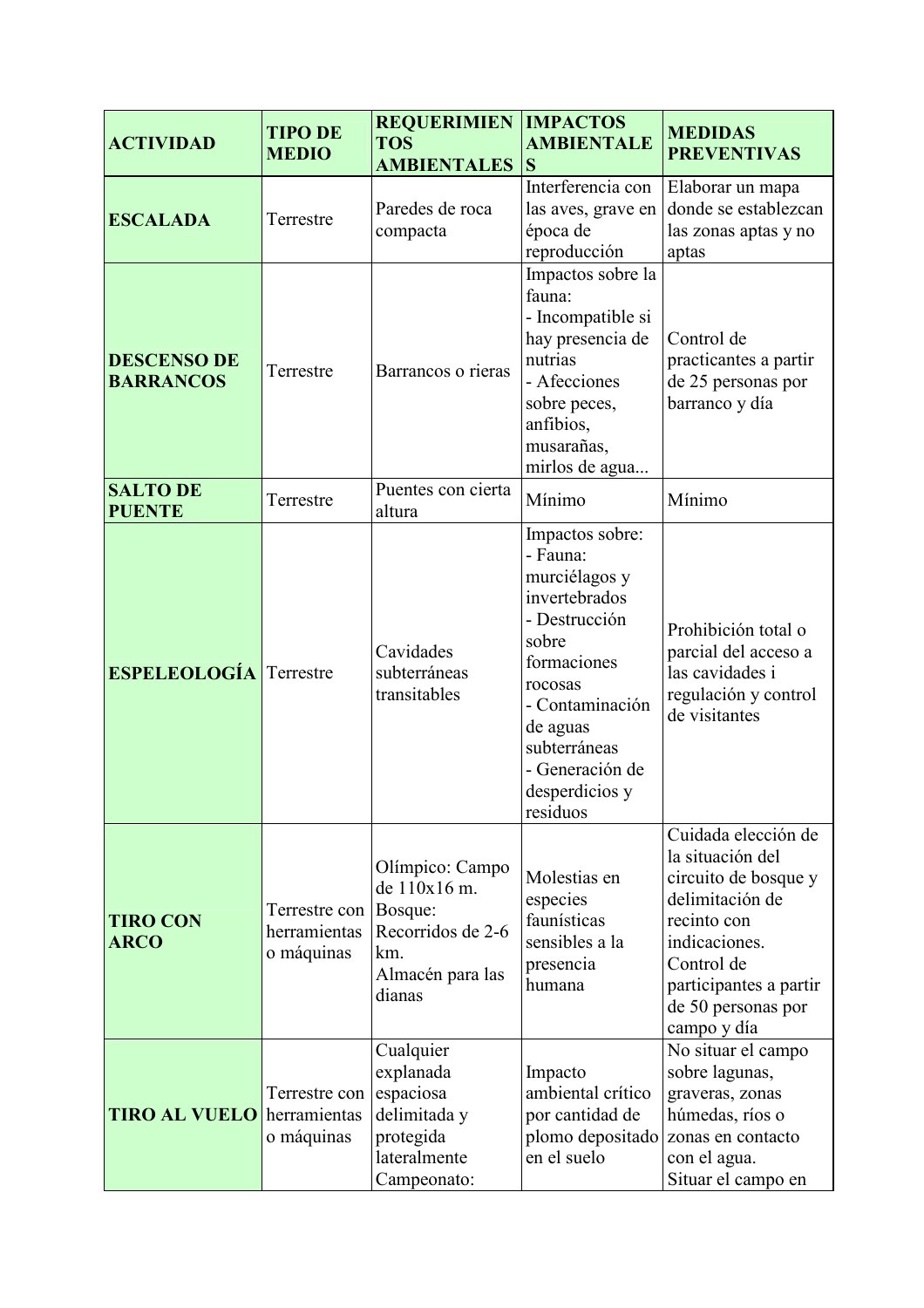| ACTIVIDAD | TIPO DE MEDIO | REQUERIMIENTOS AMBIENTALES | IMPACTOS AMBIENTALES | MEDIDAS PREVENTIVAS |
|---|---|---|---|---|
| **ESCALADA** | Terrestre | Paredes de roca compacta | Interferencia con las aves, grave en época de reproducción | Elaborar un mapa donde se establezcan las zonas aptas y no aptas |
| **DESCENSO DE BARRANCOS** | Terrestre | Barrancos o rieras | Impactos sobre la fauna:<br>- Incompatible si hay presencia de nutrias<br>- Afecciones sobre peces, anfibios, musarañas, mirlos de agua... | Control de practicantes a partir de 25 personas por barranco y día |
| **SALTO DE PUENTE** | Terrestre | Puentes con cierta altura | Mínimo | Mínimo |
| **ESPELEOLOGÍA** | Terrestre | Cavidades subterráneas transitables | Impactos sobre:<br>- Fauna: murciélagos y invertebrados<br>- Destrucción sobre formaciones rocosas<br>- Contaminación de aguas subterráneas<br>- Generación de desperdicios y residuos | Prohibición total o parcial del acceso a las cavidades i regulación y control de visitantes |
| **TIRO CON ARCO** | Terrestre con herramientas o máquinas | Olímpico: Campo de 110x16 m.<br>Bosque: Recorridos de 2-6 km.<br>Almacén para las dianas | Molestias en especies faunísticas sensibles a la presencia humana | Cuidada elección de la situación del circuito de bosque y delimitación de recinto con indicaciones.<br>Control de participantes a partir de 50 personas por campo y día |
| **TIRO AL VUELO** | Terrestre con herramientas o máquinas | Cualquier explanada espaciosa delimitada y protegida lateralmente<br>Campeonato: | Impacto ambiental crítico por cantidad de plomo depositado en el suelo | No situar el campo sobre lagunas, graveras, zonas húmedas, ríos o zonas en contacto con el agua.<br>Situar el campo en |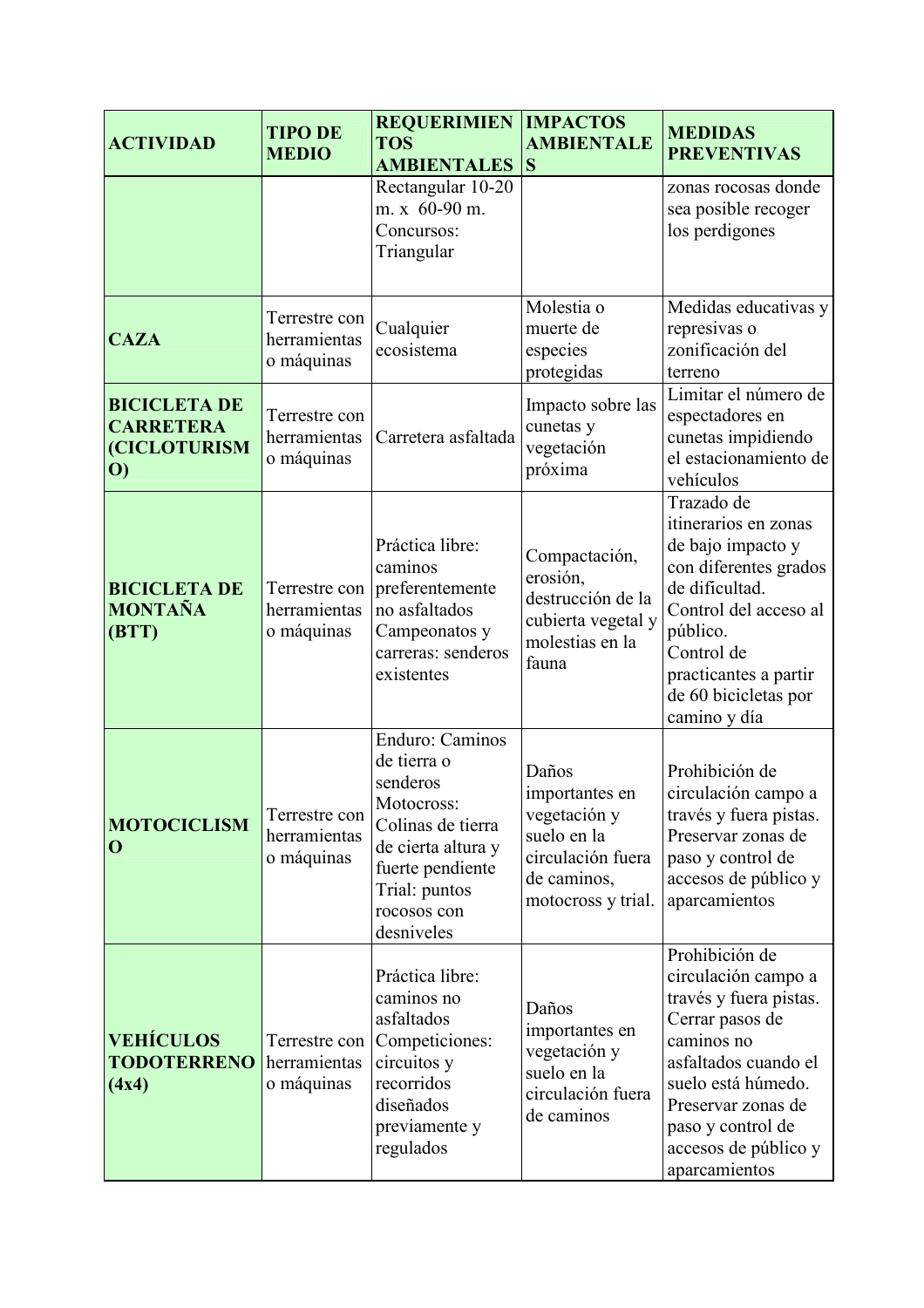| ACTIVIDAD | TIPO DE MEDIO | REQUERIMIENTOS AMBIENTALES | IMPACTOS AMBIENTALES | MEDIDAS PREVENTIVAS |
|---|---|---|---|---|
| | | Rectangular 10-20 m. x 60-90 m. Concursos: Triangular | | zonas rocosas donde sea posible recoger los perdigones |
| **CAZA** | Terrestre con herramientas o máquinas | Cualquier ecosistema | Molestia o muerte de especies protegidas | Medidas educativas y represivas o zonificación del terreno |
| **BICICLETA DE CARRETERA (CICLOTURISMO)** | Terrestre con herramientas o máquinas | Carretera asfaltada | Impacto sobre las cunetas y vegetación próxima | Limitar el número de espectadores en cunetas impidiendo el estacionamiento de vehículos |
| **BICICLETA DE MONTAÑA (BTT)** | Terrestre con herramientas o máquinas | Práctica libre: caminos preferentemente no asfaltados Campeonatos y carreras: senderos existentes | Compactación, erosión, destrucción de la cubierta vegetal y molestias en la fauna | Trazado de itinerarios en zonas de bajo impacto y con diferentes grados de dificultad. Control del acceso al público. Control de practicantes a partir de 60 bicicletas por camino y día |
| **MOTOCICLISMO** | Terrestre con herramientas o máquinas | Enduro: Caminos de tierra o senderos Motocross: Colinas de tierra de cierta altura y fuerte pendiente Trial: puntos rocosos con desniveles | Daños importantes en vegetación y suelo en la circulación fuera de caminos, motocross y trial. | Prohibición de circulación campo a través y fuera pistas. Preservar zonas de paso y control de accesos de público y aparcamientos |
| **VEHÍCULOS TODOTERRENO (4x4)** | Terrestre con herramientas o máquinas | Práctica libre: caminos no asfaltados Competiciones: circuitos y recorridos diseñados previamente y regulados | Daños importantes en vegetación y suelo en la circulación fuera de caminos | Prohibición de circulación campo a través y fuera pistas. Cerrar pasos de caminos no asfaltados cuando el suelo está húmedo. Preservar zonas de paso y control de accesos de público y aparcamientos |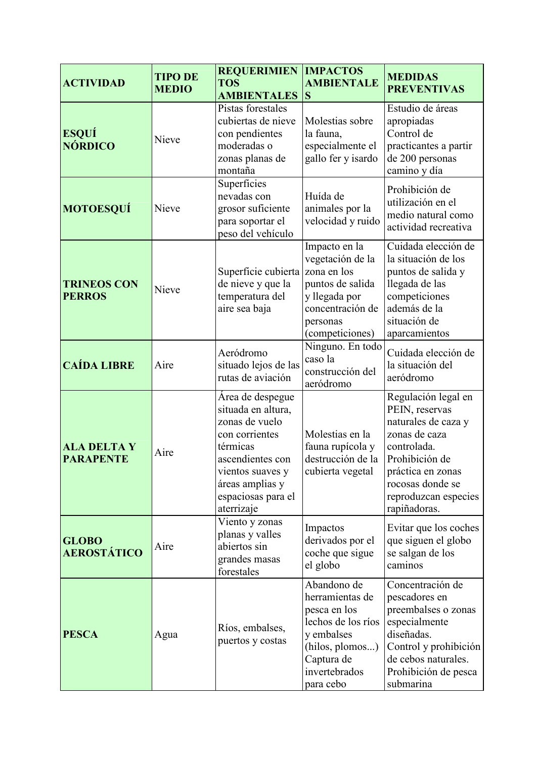| ACTIVIDAD | TIPO DE MEDIO | REQUERIMIENTOS AMBIENTALES | IMPACTOS AMBIENTALES | MEDIDAS PREVENTIVAS |
| --- | --- | --- | --- | --- |
| **ESQUÍ NÓRDICO** | Nieve | Pistas forestales cubiertas de nieve con pendientes moderadas o zonas planas de montaña | Molestias sobre la fauna, especialmente el gallo fer y isardo | Estudio de áreas apropiadas Control de practicantes a partir de 200 personas camino y día |
| **MOTOESQUÍ** | Nieve | Superficies nevadas con grosor suficiente para soportar el peso del vehículo | Huída de animales por la velocidad y ruido | Prohibición de utilización en el medio natural como actividad recreativa |
| **TRINEOS CON PERROS** | Nieve | Superficie cubierta de nieve y que la temperatura del aire sea baja | Impacto en la vegetación de la zona en los puntos de salida y llegada por concentración de personas (competiciones) | Cuidada elección de la situación de los puntos de salida y llegada de las competiciones además de la situación de aparcamientos |
| **CAÍDA LIBRE** | Aire | Aeródromo situado lejos de las rutas de aviación | Ninguno. En todo caso la construcción del aeródromo | Cuidada elección de la situación del aeródromo |
| **ALA DELTA Y PARAPENTE** | Aire | Área de despegue situada en altura, zonas de vuelo con corrientes térmicas ascendientes con vientos suaves y áreas amplias y espaciosas para el aterrizaje | Molestias en la fauna rupícola y destrucción de la cubierta vegetal | Regulación legal en PEIN, reservas naturales de caza y zonas de caza controlada. Prohibición de práctica en zonas rocosas donde se reproduzcan especies rapiñadoras. |
| **GLOBO AEROSTÁTICO** | Aire | Viento y zonas planas y valles abiertos sin grandes masas forestales | Impactos derivados por el coche que sigue el globo | Evitar que los coches que siguen el globo se salgan de los caminos |
| **PESCA** | Agua | Ríos, embalses, puertos y costas | Abandono de herramientas de pesca en los lechos de los ríos y embalses (hilos, plomos...) Captura de invertebrados para cebo | Concentración de pescadores en preembalses o zonas especialmente diseñadas. Control y prohibición de cebos naturales. Prohibición de pesca submarina |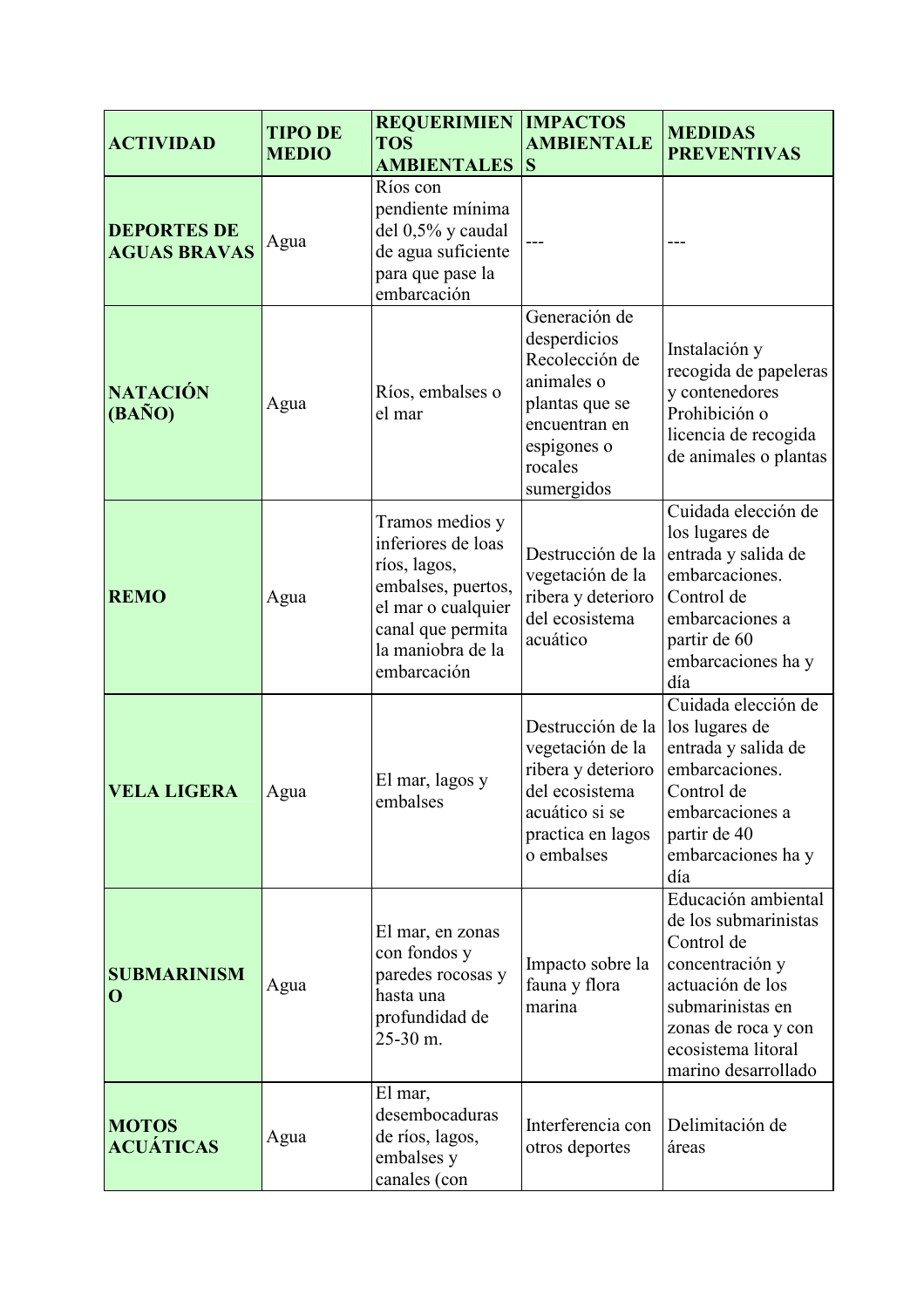| ACTIVIDAD | TIPO DE MEDIO | REQUERIMIENTOS AMBIENTALES | IMPACTOS AMBIENTALES | MEDIDAS PREVENTIVAS |
|---|---|---|---|---|
| **DEPORTES DE AGUAS BRAVAS** | Agua | Ríos con pendiente mínima del 0,5% y caudal de agua suficiente para que pase la embarcación | --- | --- |
| **NATACIÓN (BAÑO)** | Agua | Ríos, embalses o el mar | Generación de desperdicios Recolección de animales o plantas que se encuentran en espigones o rocales sumergidos | Instalación y recogida de papeleras y contenedores Prohibición o licencia de recogida de animales o plantas |
| **REMO** | Agua | Tramos medios y inferiores de loas ríos, lagos, embalses, puertos, el mar o cualquier canal que permita la maniobra de la embarcación | Destrucción de la vegetación de la ribera y deterioro del ecosistema acuático | Cuidada elección de los lugares de entrada y salida de embarcaciones. Control de embarcaciones a partir de 60 embarcaciones ha y día |
| **VELA LIGERA** | Agua | El mar, lagos y embalses | Destrucción de la vegetación de la ribera y deterioro del ecosistema acuático si se practica en lagos o embalses | Cuidada elección de los lugares de entrada y salida de embarcaciones. Control de embarcaciones a partir de 40 embarcaciones ha y día |
| **SUBMARINISMO** | Agua | El mar, en zonas con fondos y paredes rocosas y hasta una profundidad de 25-30 m. | Impacto sobre la fauna y flora marina | Educación ambiental de los submarinistas Control de concentración y actuación de los submarinistas en zonas de roca y con ecosistema litoral marino desarrollado |
| **MOTOS ACUÁTICAS** | Agua | El mar, desembocaduras de ríos, lagos, embalses y canales (con | Interferencia con otros deportes | Delimitación de áreas |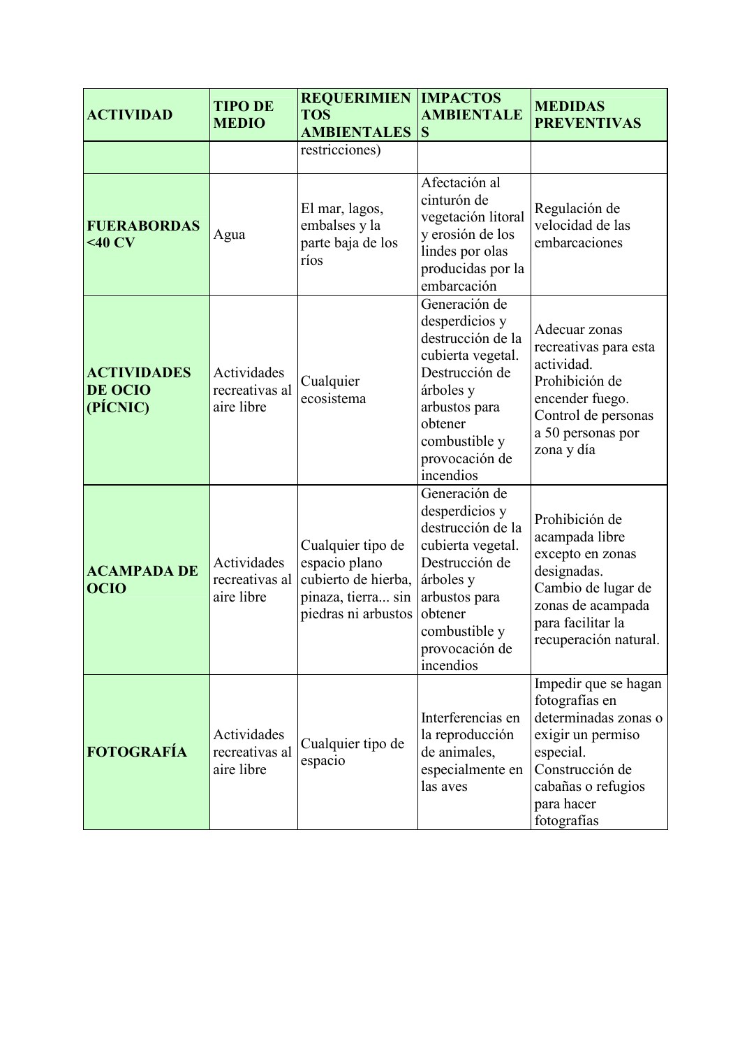| ACTIVIDAD | TIPO DE MEDIO | REQUERIMIENTOS AMBIENTALES | IMPACTOS AMBIENTALES | MEDIDAS PREVENTIVAS |
|---|---|---|---|---|
| | | restricciones) | | |
| **FUERABORDAS <40 CV** | Agua | El mar, lagos, embalses y la parte baja de los ríos | Afectación al cinturón de vegetación litoral y erosión de los lindes por olas producidas por la embarcación | Regulación de velocidad de las embarcaciones |
| **ACTIVIDADES DE OCIO (PÍCNIC)** | Actividades recreativas al aire libre | Cualquier ecosistema | Generación de desperdicios y destrucción de la cubierta vegetal. Destrucción de árboles y arbustos para obtener combustible y provocación de incendios | Adecuar zonas recreativas para esta actividad. Prohibición de encender fuego. Control de personas a 50 personas por zona y día |
| **ACAMPADA DE OCIO** | Actividades recreativas al aire libre | Cualquier tipo de espacio plano cubierto de hierba, pinaza, tierra... sin piedras ni arbustos | Generación de desperdicios y destrucción de la cubierta vegetal. Destrucción de árboles y arbustos para obtener combustible y provocación de incendios | Prohibición de acampada libre excepto en zonas designadas. Cambio de lugar de zonas de acampada para facilitar la recuperación natural. |
| **FOTOGRAFÍA** | Actividades recreativas al aire libre | Cualquier tipo de espacio | Interferencias en la reproducción de animales, especialmente en las aves | Impedir que se hagan fotografías en determinadas zonas o exigir un permiso especial. Construcción de cabañas o refugios para hacer fotografías |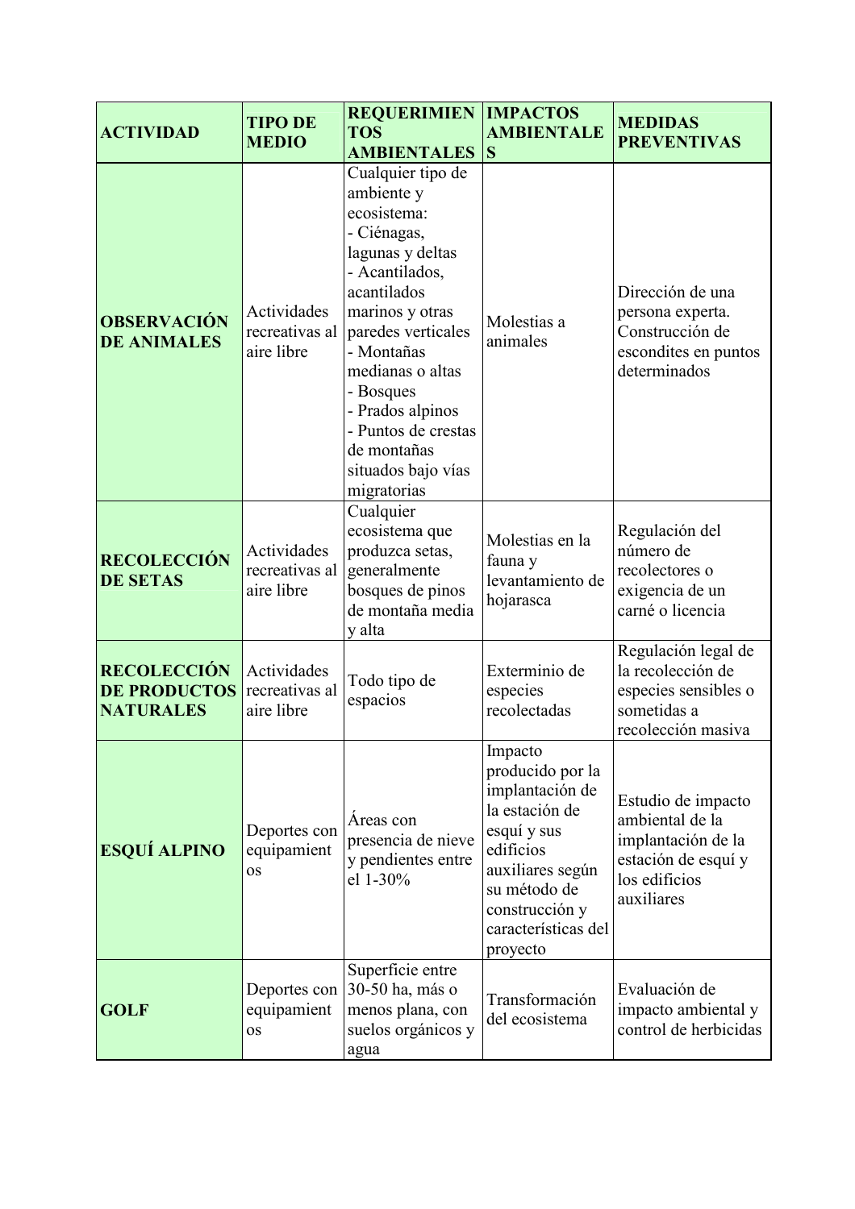| ACTIVIDAD | TIPO DE MEDIO | REQUERIMIENTOS AMBIENTALES | IMPACTOS AMBIENTALES | MEDIDAS PREVENTIVAS |
|---|---|---|---|---|
| **OBSERVACIÓN DE ANIMALES** | Actividades recreativas al aire libre | Cualquier tipo de ambiente y ecosistema: - Ciénagas, lagunas y deltas - Acantilados, acantilados marinos y otras paredes verticales - Montañas medianas o altas - Bosques - Prados alpinos - Puntos de crestas de montañas situados bajo vías migratorias | Molestias a animales | Dirección de una persona experta. Construcción de escondites en puntos determinados |
| **RECOLECCIÓN DE SETAS** | Actividades recreativas al aire libre | Cualquier ecosistema que produzca setas, generalmente bosques de pinos de montaña media y alta | Molestias en la fauna y levantamiento de hojarasca | Regulación del número de recolectores o exigencia de un carné o licencia |
| **RECOLECCIÓN DE PRODUCTOS NATURALES** | Actividades recreativas al aire libre | Todo tipo de espacios | Exterminio de especies recolectadas | Regulación legal de la recolección de especies sensibles o sometidas a recolección masiva |
| **ESQUÍ ALPINO** | Deportes con equipamientos | Áreas con presencia de nieve y pendientes entre el 1-30% | Impacto producido por la implantación de la estación de esquí y sus edificios auxiliares según su método de construcción y características del proyecto | Estudio de impacto ambiental de la implantación de la estación de esquí y los edificios auxiliares |
| **GOLF** | Deportes con equipamientos | Superficie entre 30-50 ha, más o menos plana, con suelos orgánicos y agua | Transformación del ecosistema | Evaluación de impacto ambiental y control de herbicidas |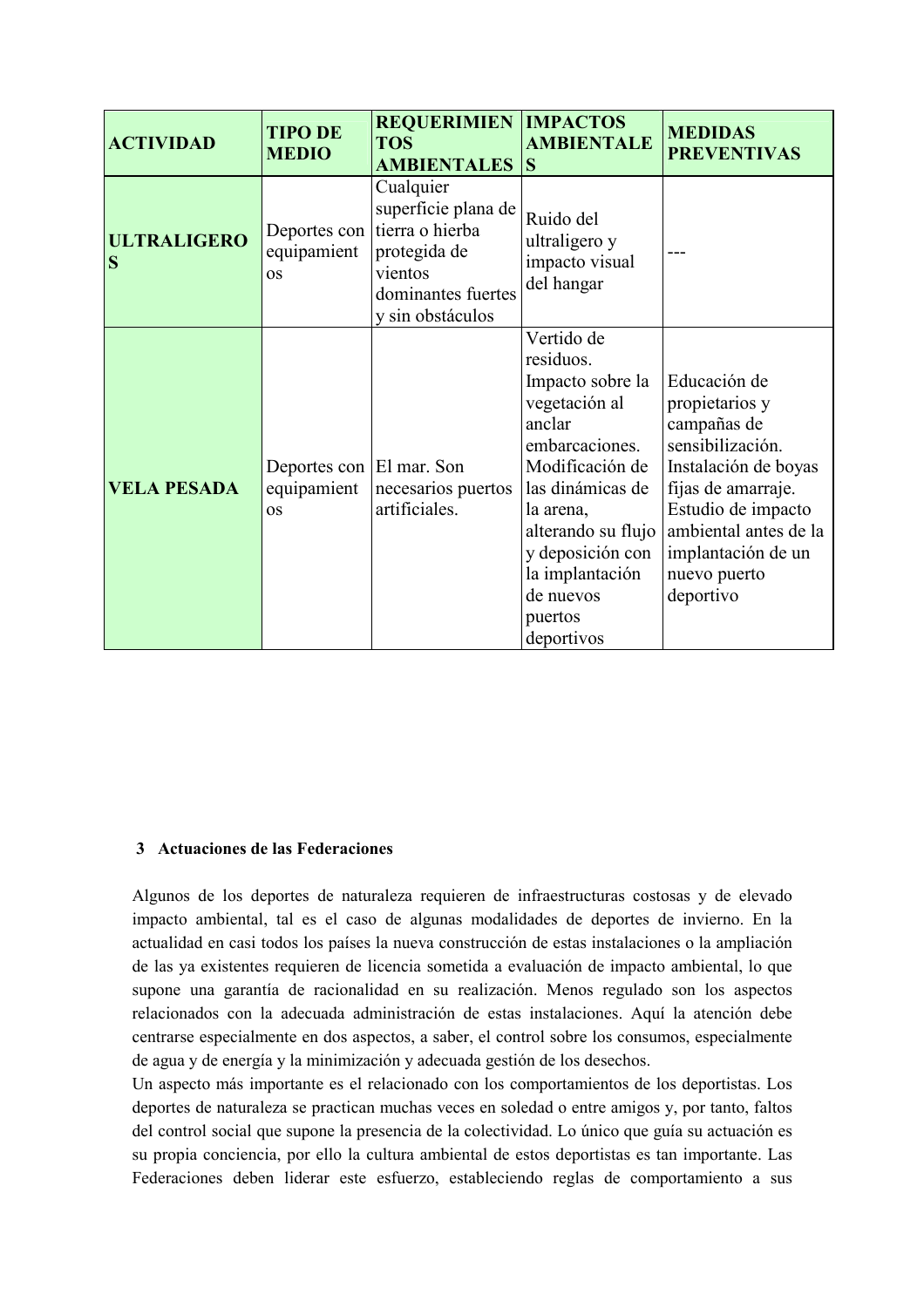| ACTIVIDAD | TIPO DE MEDIO | REQUERIMIENTOS AMBIENTALES | IMPACTOS AMBIENTALES | MEDIDAS PREVENTIVAS |
|---|---|---|---|---|
| **ULTRALIGEROS** | Deportes con equipamientos | Cualquier superficie plana de tierra o hierba protegida de vientos dominantes fuertes y sin obstáculos | Ruido del ultraligero y impacto visual del hangar | --- |
| **VELA PESADA** | Deportes con equipamientos | El mar. Son necesarios puertos artificiales. | Vertido de residuos. Impacto sobre la vegetación al anclar embarcaciones. Modificación de las dinámicas de la arena, alterando su flujo y deposición con la implantación de nuevos puertos deportivos | Educación de propietarios y campañas de sensibilización. Instalación de boyas fijas de amarraje. Estudio de impacto ambiental antes de la implantación de un nuevo puerto deportivo |

### 3 Actuaciones de las Federaciones

Algunos de los deportes de naturaleza requieren de infraestructuras costosas y de elevado impacto ambiental, tal es el caso de algunas modalidades de deportes de invierno. En la actualidad en casi todos los países la nueva construcción de estas instalaciones o la ampliación de las ya existentes requieren de licencia sometida a evaluación de impacto ambiental, lo que supone una garantía de racionalidad en su realización. Menos regulado son los aspectos relacionados con la adecuada administración de estas instalaciones. Aquí la atención debe centrarse especialmente en dos aspectos, a saber, el control sobre los consumos, especialmente de agua y de energía y la minimización y adecuada gestión de los desechos.

Un aspecto más importante es el relacionado con los comportamientos de los deportistas. Los deportes de naturaleza se practican muchas veces en soledad o entre amigos y, por tanto, faltos del control social que supone la presencia de la colectividad. Lo único que guía su actuación es su propia conciencia, por ello la cultura ambiental de estos deportistas es tan importante. Las Federaciones deben liderar este esfuerzo, estableciendo reglas de comportamiento a sus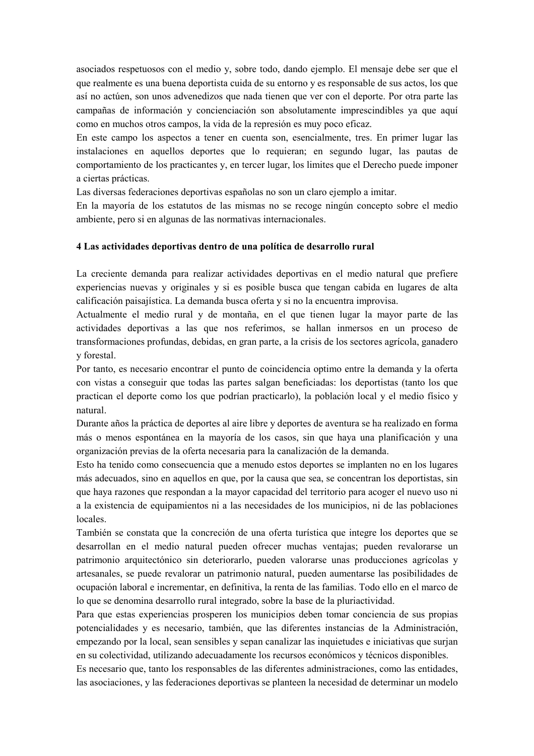asociados respetuosos con el medio y, sobre todo, dando ejemplo. El mensaje debe ser que el que realmente es una buena deportista cuida de su entorno y es responsable de sus actos, los que así no actúen, son unos advenedizos que nada tienen que ver con el deporte. Por otra parte las campañas de información y concienciación son absolutamente imprescindibles ya que aquí como en muchos otros campos, la vida de la represión es muy poco eficaz.

En este campo los aspectos a tener en cuenta son, esencialmente, tres. En primer lugar las instalaciones en aquellos deportes que lo requieran; en segundo lugar, las pautas de comportamiento de los practicantes y, en tercer lugar, los limites que el Derecho puede imponer a ciertas prácticas.

Las diversas federaciones deportivas españolas no son un claro ejemplo a imitar.

En la mayoría de los estatutos de las mismas no se recoge ningún concepto sobre el medio ambiente, pero si en algunas de las normativas internacionales.

## 4 Las actividades deportivas dentro de una política de desarrollo rural

La creciente demanda para realizar actividades deportivas en el medio natural que prefiere experiencias nuevas y originales y si es posible busca que tengan cabida en lugares de alta calificación paisajística. La demanda busca oferta y si no la encuentra improvisa.

Actualmente el medio rural y de montaña, en el que tienen lugar la mayor parte de las actividades deportivas a las que nos referimos, se hallan inmersos en un proceso de transformaciones profundas, debidas, en gran parte, a la crisis de los sectores agrícola, ganadero y forestal.

Por tanto, es necesario encontrar el punto de coincidencia optimo entre la demanda y la oferta con vistas a conseguir que todas las partes salgan beneficiadas: los deportistas (tanto los que practican el deporte como los que podrían practicarlo), la población local y el medio físico y natural.

Durante años la práctica de deportes al aire libre y deportes de aventura se ha realizado en forma más o menos espontánea en la mayoría de los casos, sin que haya una planificación y una organización previas de la oferta necesaria para la canalización de la demanda.

Esto ha tenido como consecuencia que a menudo estos deportes se implanten no en los lugares más adecuados, sino en aquellos en que, por la causa que sea, se concentran los deportistas, sin que haya razones que respondan a la mayor capacidad del territorio para acoger el nuevo uso ni a la existencia de equipamientos ni a las necesidades de los municipios, ni de las poblaciones locales.

También se constata que la concreción de una oferta turística que integre los deportes que se desarrollan en el medio natural pueden ofrecer muchas ventajas; pueden revalorarse un patrimonio arquitectónico sin deteriorarlo, pueden valorarse unas producciones agrícolas y artesanales, se puede revalorar un patrimonio natural, pueden aumentarse las posibilidades de ocupación laboral e incrementar, en definitiva, la renta de las familias. Todo ello en el marco de lo que se denomina desarrollo rural integrado, sobre la base de la pluriactividad.

Para que estas experiencias prosperen los municipios deben tomar conciencia de sus propias potencialidades y es necesario, también, que las diferentes instancias de la Administración, empezando por la local, sean sensibles y sepan canalizar las inquietudes e iniciativas que surjan en su colectividad, utilizando adecuadamente los recursos económicos y técnicos disponibles.

Es necesario que, tanto los responsables de las diferentes administraciones, como las entidades, las asociaciones, y las federaciones deportivas se planteen la necesidad de determinar un modelo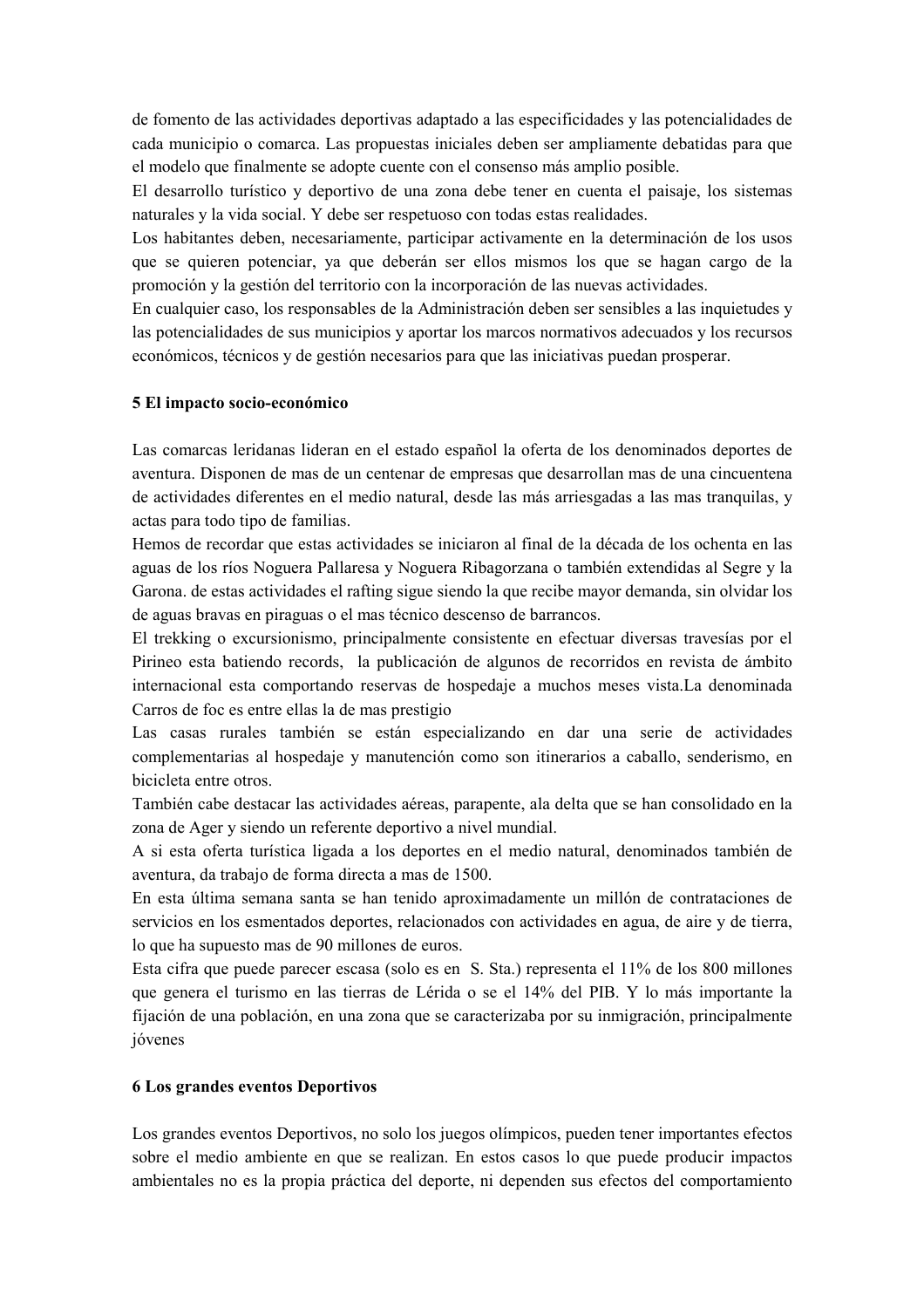de fomento de las actividades deportivas adaptado a las especificidades y las potencialidades de cada municipio o comarca. Las propuestas iniciales deben ser ampliamente debatidas para que el modelo que finalmente se adopte cuente con el consenso más amplio posible.

El desarrollo turístico y deportivo de una zona debe tener en cuenta el paisaje, los sistemas naturales y la vida social. Y debe ser respetuoso con todas estas realidades.

Los habitantes deben, necesariamente, participar activamente en la determinación de los usos que se quieren potenciar, ya que deberán ser ellos mismos los que se hagan cargo de la promoción y la gestión del territorio con la incorporación de las nuevas actividades.

En cualquier caso, los responsables de la Administración deben ser sensibles a las inquietudes y las potencialidades de sus municipios y aportar los marcos normativos adecuados y los recursos económicos, técnicos y de gestión necesarios para que las iniciativas puedan prosperar.

**5 El impacto socio-económico**

Las comarcas leridanas lideran en el estado español la oferta de los denominados deportes de aventura. Disponen de mas de un centenar de empresas que desarrollan mas de una cincuentena de actividades diferentes en el medio natural, desde las más arriesgadas a las mas tranquilas, y actas para todo tipo de familias.

Hemos de recordar que estas actividades se iniciaron al final de la década de los ochenta en las aguas de los ríos Noguera Pallaresa y Noguera Ribagorzana o también extendidas al Segre y la Garona. de estas actividades el rafting sigue siendo la que recibe mayor demanda, sin olvidar los de aguas bravas en piraguas o el mas técnico descenso de barrancos.

El trekking o excursionismo, principalmente consistente en efectuar diversas travesías por el Pirineo esta batiendo records, la publicación de algunos de recorridos en revista de ámbito internacional esta comportando reservas de hospedaje a muchos meses vista.La denominada Carros de foc es entre ellas la de mas prestigio

Las casas rurales también se están especializando en dar una serie de actividades complementarias al hospedaje y manutención como son itinerarios a caballo, senderismo, en bicicleta entre otros.

También cabe destacar las actividades aéreas, parapente, ala delta que se han consolidado en la zona de Ager y siendo un referente deportivo a nivel mundial.

A si esta oferta turística ligada a los deportes en el medio natural, denominados también de aventura, da trabajo de forma directa a mas de 1500.

En esta última semana santa se han tenido aproximadamente un millón de contrataciones de servicios en los esmentados deportes, relacionados con actividades en agua, de aire y de tierra, lo que ha supuesto mas de 90 millones de euros.

Esta cifra que puede parecer escasa (solo es en S. Sta.) representa el 11% de los 800 millones que genera el turismo en las tierras de Lérida o se el 14% del PIB. Y lo más importante la fijación de una población, en una zona que se caracterizaba por su inmigración, principalmente jóvenes

**6 Los grandes eventos Deportivos**

Los grandes eventos Deportivos, no solo los juegos olímpicos, pueden tener importantes efectos sobre el medio ambiente en que se realizan. En estos casos lo que puede producir impactos ambientales no es la propia práctica del deporte, ni dependen sus efectos del comportamiento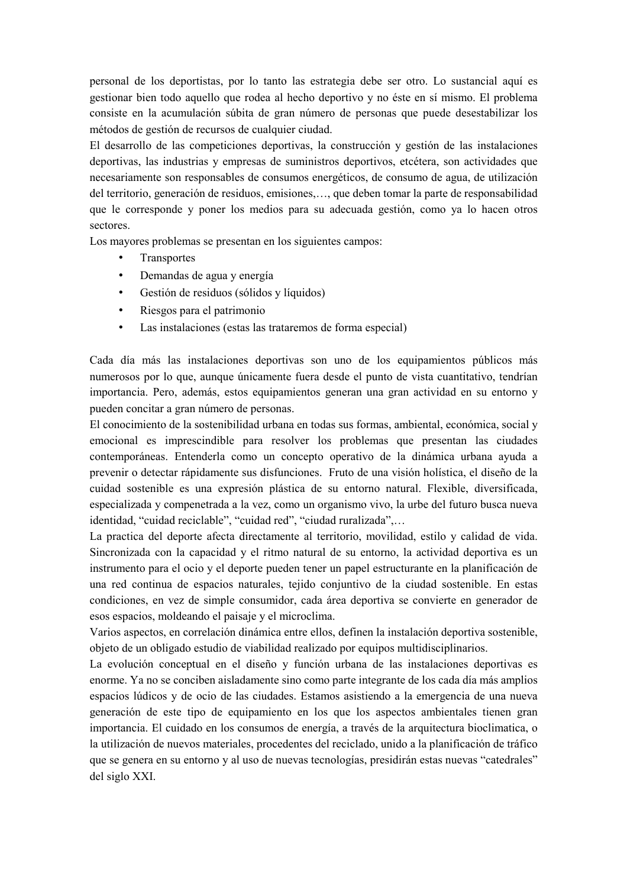personal de los deportistas, por lo tanto las estrategia debe ser otro. Lo sustancial aquí es gestionar bien todo aquello que rodea al hecho deportivo y no éste en sí mismo. El problema consiste en la acumulación súbita de gran número de personas que puede desestabilizar los métodos de gestión de recursos de cualquier ciudad.

El desarrollo de las competiciones deportivas, la construcción y gestión de las instalaciones deportivas, las industrias y empresas de suministros deportivos, etcétera, son actividades que necesariamente son responsables de consumos energéticos, de consumo de agua, de utilización del territorio, generación de residuos, emisiones,…, que deben tomar la parte de responsabilidad que le corresponde y poner los medios para su adecuada gestión, como ya lo hacen otros sectores.

Los mayores problemas se presentan en los siguientes campos:

- Transportes
- Demandas de agua y energía
- Gestión de residuos (sólidos y líquidos)
- Riesgos para el patrimonio
- Las instalaciones (estas las trataremos de forma especial)

Cada día más las instalaciones deportivas son uno de los equipamientos públicos más numerosos por lo que, aunque únicamente fuera desde el punto de vista cuantitativo, tendrían importancia. Pero, además, estos equipamientos generan una gran actividad en su entorno y pueden concitar a gran número de personas.

El conocimiento de la sostenibilidad urbana en todas sus formas, ambiental, económica, social y emocional es imprescindible para resolver los problemas que presentan las ciudades contemporáneas. Entenderla como un concepto operativo de la dinámica urbana ayuda a prevenir o detectar rápidamente sus disfunciones. Fruto de una visión holística, el diseño de la cuidad sostenible es una expresión plástica de su entorno natural. Flexible, diversificada, especializada y compenetrada a la vez, como un organismo vivo, la urbe del futuro busca nueva identidad, "cuidad reciclable", "cuidad red", "ciudad ruralizada",…

La practica del deporte afecta directamente al territorio, movilidad, estilo y calidad de vida. Sincronizada con la capacidad y el ritmo natural de su entorno, la actividad deportiva es un instrumento para el ocio y el deporte pueden tener un papel estructurante en la planificación de una red continua de espacios naturales, tejido conjuntivo de la ciudad sostenible. En estas condiciones, en vez de simple consumidor, cada área deportiva se convierte en generador de esos espacios, moldeando el paisaje y el microclima.

Varios aspectos, en correlación dinámica entre ellos, definen la instalación deportiva sostenible, objeto de un obligado estudio de viabilidad realizado por equipos multidisciplinarios.

La evolución conceptual en el diseño y función urbana de las instalaciones deportivas es enorme. Ya no se conciben aisladamente sino como parte integrante de los cada día más amplios espacios lúdicos y de ocio de las ciudades. Estamos asistiendo a la emergencia de una nueva generación de este tipo de equipamiento en los que los aspectos ambientales tienen gran importancia. El cuidado en los consumos de energía, a través de la arquitectura bioclimatica, o la utilización de nuevos materiales, procedentes del reciclado, unido a la planificación de tráfico que se genera en su entorno y al uso de nuevas tecnologías, presidirán estas nuevas "catedrales" del siglo XXI.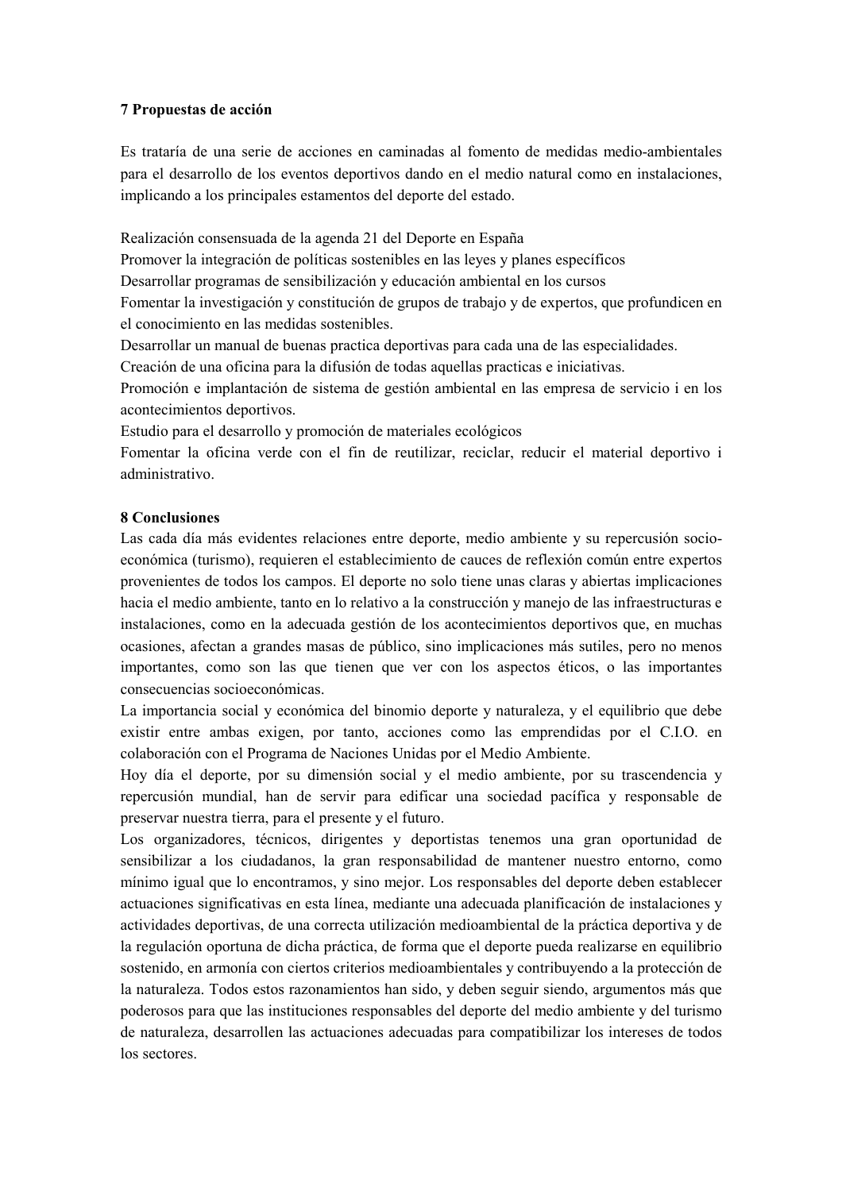## 7 Propuestas de acción

Es trataría de una serie de acciones en caminadas al fomento de medidas medio-ambientales para el desarrollo de los eventos deportivos dando en el medio natural como en instalaciones, implicando a los principales estamentos del deporte del estado.

Realización consensuada de la agenda 21 del Deporte en España
Promover la integración de políticas sostenibles en las leyes y planes específicos
Desarrollar programas de sensibilización y educación ambiental en los cursos
Fomentar la investigación y constitución de grupos de trabajo y de expertos, que profundicen en el conocimiento en las medidas sostenibles.
Desarrollar un manual de buenas practica deportivas para cada una de las especialidades.
Creación de una oficina para la difusión de todas aquellas practicas e iniciativas.
Promoción e implantación de sistema de gestión ambiental en las empresa de servicio i en los acontecimientos deportivos.
Estudio para el desarrollo y promoción de materiales ecológicos
Fomentar la oficina verde con el fin de reutilizar, reciclar, reducir el material deportivo i administrativo.

## 8 Conclusiones

Las cada día más evidentes relaciones entre deporte, medio ambiente y su repercusión socio-económica (turismo), requieren el establecimiento de cauces de reflexión común entre expertos provenientes de todos los campos. El deporte no solo tiene unas claras y abiertas implicaciones hacia el medio ambiente, tanto en lo relativo a la construcción y manejo de las infraestructuras e instalaciones, como en la adecuada gestión de los acontecimientos deportivos que, en muchas ocasiones, afectan a grandes masas de público, sino implicaciones más sutiles, pero no menos importantes, como son las que tienen que ver con los aspectos éticos, o las importantes consecuencias socioeconómicas.
La importancia social y económica del binomio deporte y naturaleza, y el equilibrio que debe existir entre ambas exigen, por tanto, acciones como las emprendidas por el C.I.O. en colaboración con el Programa de Naciones Unidas por el Medio Ambiente.
Hoy día el deporte, por su dimensión social y el medio ambiente, por su trascendencia y repercusión mundial, han de servir para edificar una sociedad pacífica y responsable de preservar nuestra tierra, para el presente y el futuro.
Los organizadores, técnicos, dirigentes y deportistas tenemos una gran oportunidad de sensibilizar a los ciudadanos, la gran responsabilidad de mantener nuestro entorno, como mínimo igual que lo encontramos, y sino mejor. Los responsables del deporte deben establecer actuaciones significativas en esta línea, mediante una adecuada planificación de instalaciones y actividades deportivas, de una correcta utilización medioambiental de la práctica deportiva y de la regulación oportuna de dicha práctica, de forma que el deporte pueda realizarse en equilibrio sostenido, en armonía con ciertos criterios medioambientales y contribuyendo a la protección de la naturaleza. Todos estos razonamientos han sido, y deben seguir siendo, argumentos más que poderosos para que las instituciones responsables del deporte del medio ambiente y del turismo de naturaleza, desarrollen las actuaciones adecuadas para compatibilizar los intereses de todos los sectores.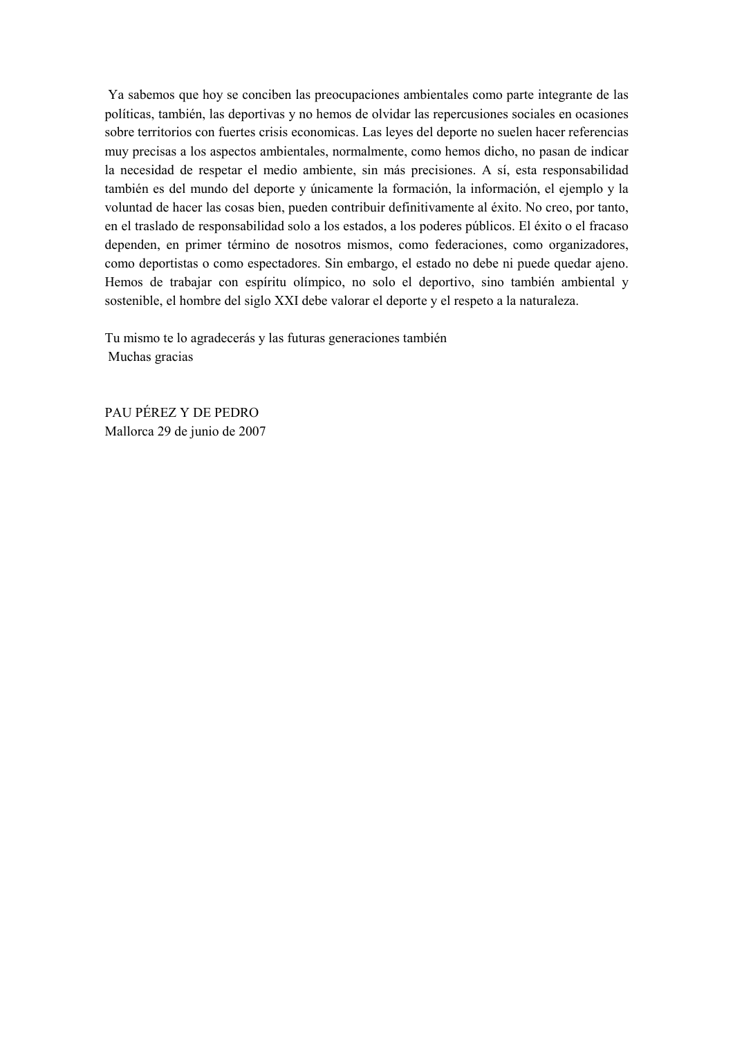Ya sabemos que hoy se conciben las preocupaciones ambientales como parte integrante de las políticas, también, las deportivas y no hemos de olvidar las repercusiones sociales en ocasiones sobre territorios con fuertes crisis economicas. Las leyes del deporte no suelen hacer referencias muy precisas a los aspectos ambientales, normalmente, como hemos dicho, no pasan de indicar la necesidad de respetar el medio ambiente, sin más precisiones. A sí, esta responsabilidad también es del mundo del deporte y únicamente la formación, la información, el ejemplo y la voluntad de hacer las cosas bien, pueden contribuir definitivamente al éxito. No creo, por tanto, en el traslado de responsabilidad solo a los estados, a los poderes públicos. El éxito o el fracaso dependen, en primer término de nosotros mismos, como federaciones, como organizadores, como deportistas o como espectadores. Sin embargo, el estado no debe ni puede quedar ajeno. Hemos de trabajar con espíritu olímpico, no solo el deportivo, sino también ambiental y sostenible, el hombre del siglo XXI debe valorar el deporte y el respeto a la naturaleza.

Tu mismo te lo agradecerás y las futuras generaciones también
Muchas gracias

PAU PÉREZ Y DE PEDRO
Mallorca 29 de junio de 2007